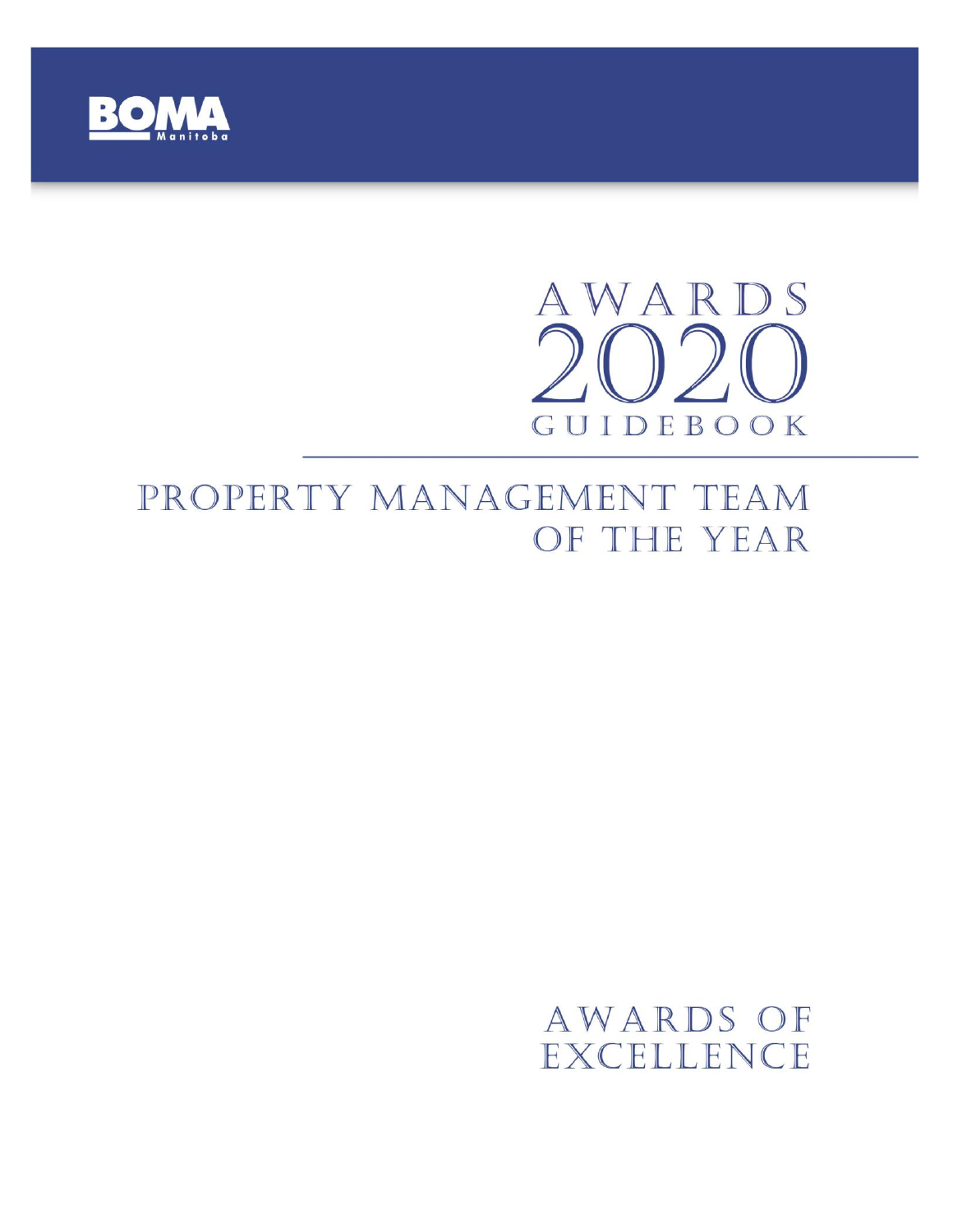BOMA Manitoba

# AWARDS 2020 GUIDEBOOK

## PROPERTY MANAGEMENT TEAM OF THE YEAR

AWARDS OF EXCELLENCE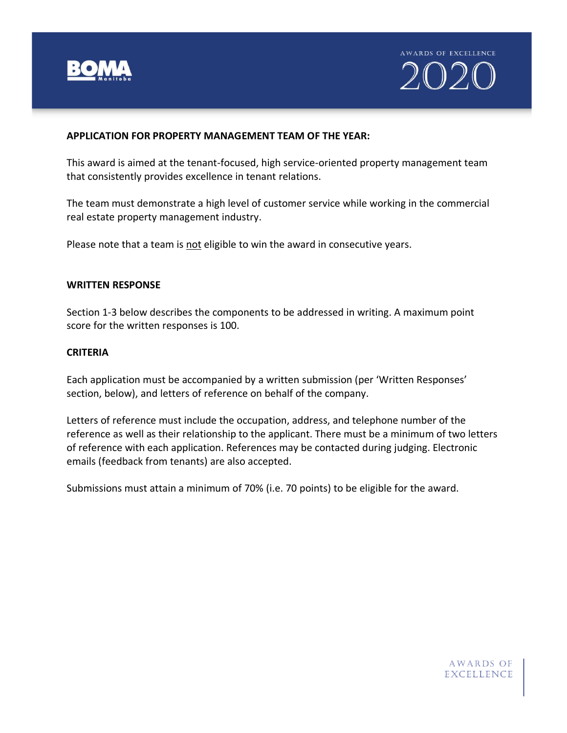## APPLICATION FOR PROPERTY MANAGEMENT TEAM OF THE YEAR:

This award is aimed at the tenant-focused, high service-oriented property management team that consistently provides excellence in tenant relations.

The team must demonstrate a high level of customer service while working in the commercial real estate property management industry.

Please note that a team is not eligible to win the award in consecutive years.

### WRITTEN RESPONSE

Section 1-3 below describes the components to be addressed in writing. A maximum point score for the written responses is 100.

### CRITERIA

Each application must be accompanied by a written submission (per 'Written Responses' section, below), and letters of reference on behalf of the company.

Letters of reference must include the occupation, address, and telephone number of the reference as well as their relationship to the applicant. There must be a minimum of two letters of reference with each application. References may be contacted during judging. Electronic emails (feedback from tenants) are also accepted.

Submissions must attain a minimum of 70% (i.e. 70 points) to be eligible for the award.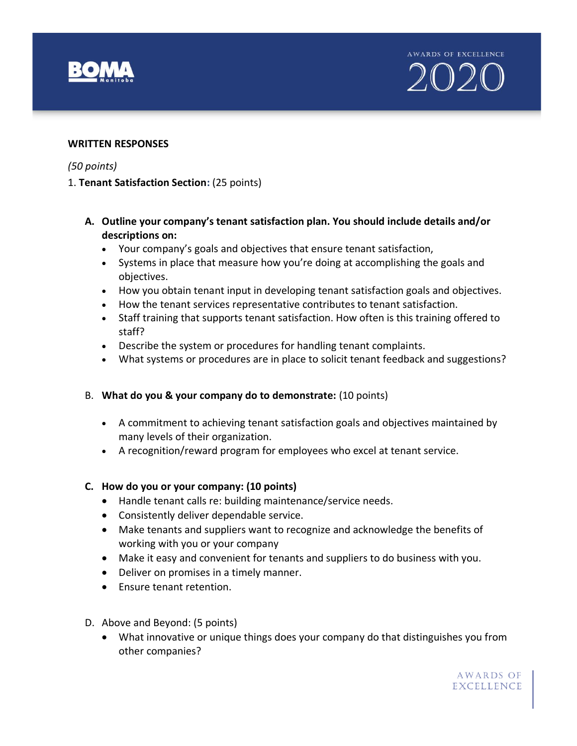**WRITTEN RESPONSES**

*(50 points)*

1. **Tenant Satisfaction Section:** (25 points)

   A. **Outline your company's tenant satisfaction plan. You should include details and/or descriptions on:**
      - Your company's goals and objectives that ensure tenant satisfaction,
      - Systems in place that measure how you're doing at accomplishing the goals and objectives.
      - How you obtain tenant input in developing tenant satisfaction goals and objectives.
      - How the tenant services representative contributes to tenant satisfaction.
      - Staff training that supports tenant satisfaction. How often is this training offered to staff?
      - Describe the system or procedures for handling tenant complaints.
      - What systems or procedures are in place to solicit tenant feedback and suggestions?

   B. **What do you & your company do to demonstrate:** (10 points)
      - A commitment to achieving tenant satisfaction goals and objectives maintained by many levels of their organization.
      - A recognition/reward program for employees who excel at tenant service.

   C. **How do you or your company: (10 points)**
      - Handle tenant calls re: building maintenance/service needs.
      - Consistently deliver dependable service.
      - Make tenants and suppliers want to recognize and acknowledge the benefits of working with you or your company
      - Make it easy and convenient for tenants and suppliers to do business with you.
      - Deliver on promises in a timely manner.
      - Ensure tenant retention.

   D. Above and Beyond: (5 points)
      - What innovative or unique things does your company do that distinguishes you from other companies?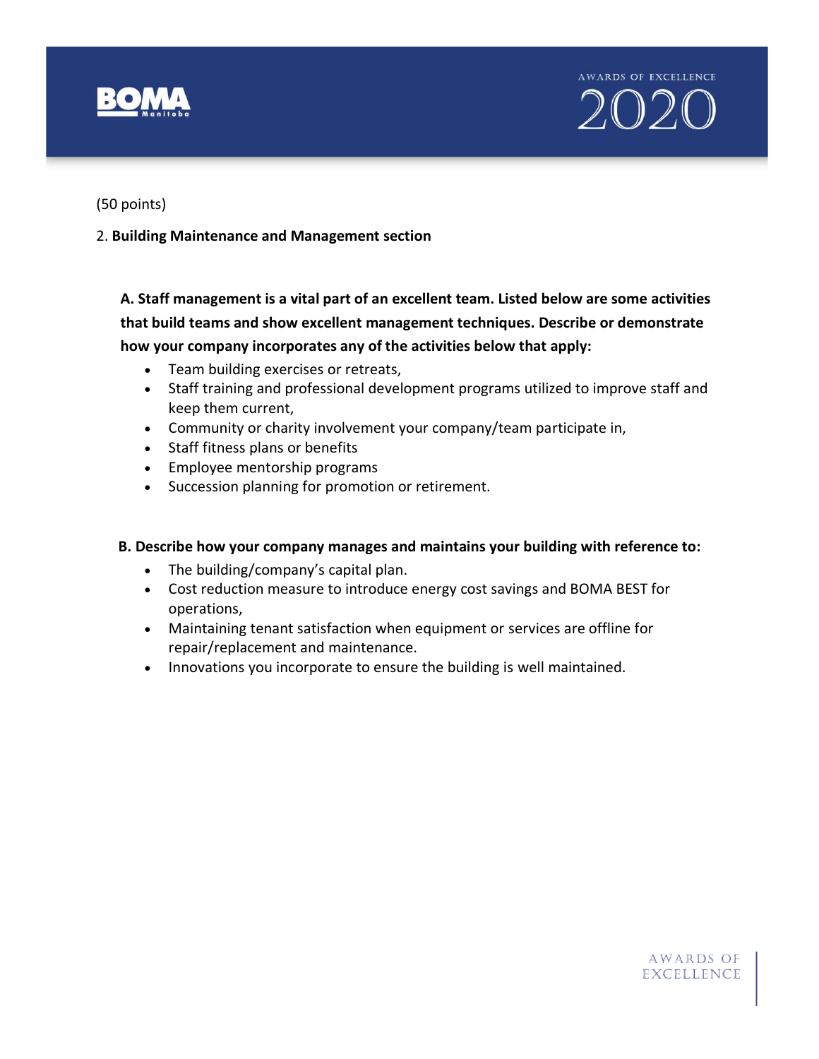(50 points)

2. **Building Maintenance and Management section**

**A. Staff management is a vital part of an excellent team. Listed below are some activities that build teams and show excellent management techniques. Describe or demonstrate how your company incorporates any of the activities below that apply:**

- Team building exercises or retreats,
- Staff training and professional development programs utilized to improve staff and keep them current,
- Community or charity involvement your company/team participate in,
- Staff fitness plans or benefits
- Employee mentorship programs
- Succession planning for promotion or retirement.

**B. Describe how your company manages and maintains your building with reference to:**

- The building/company's capital plan.
- Cost reduction measure to introduce energy cost savings and BOMA BEST for operations,
- Maintaining tenant satisfaction when equipment or services are offline for repair/replacement and maintenance.
- Innovations you incorporate to ensure the building is well maintained.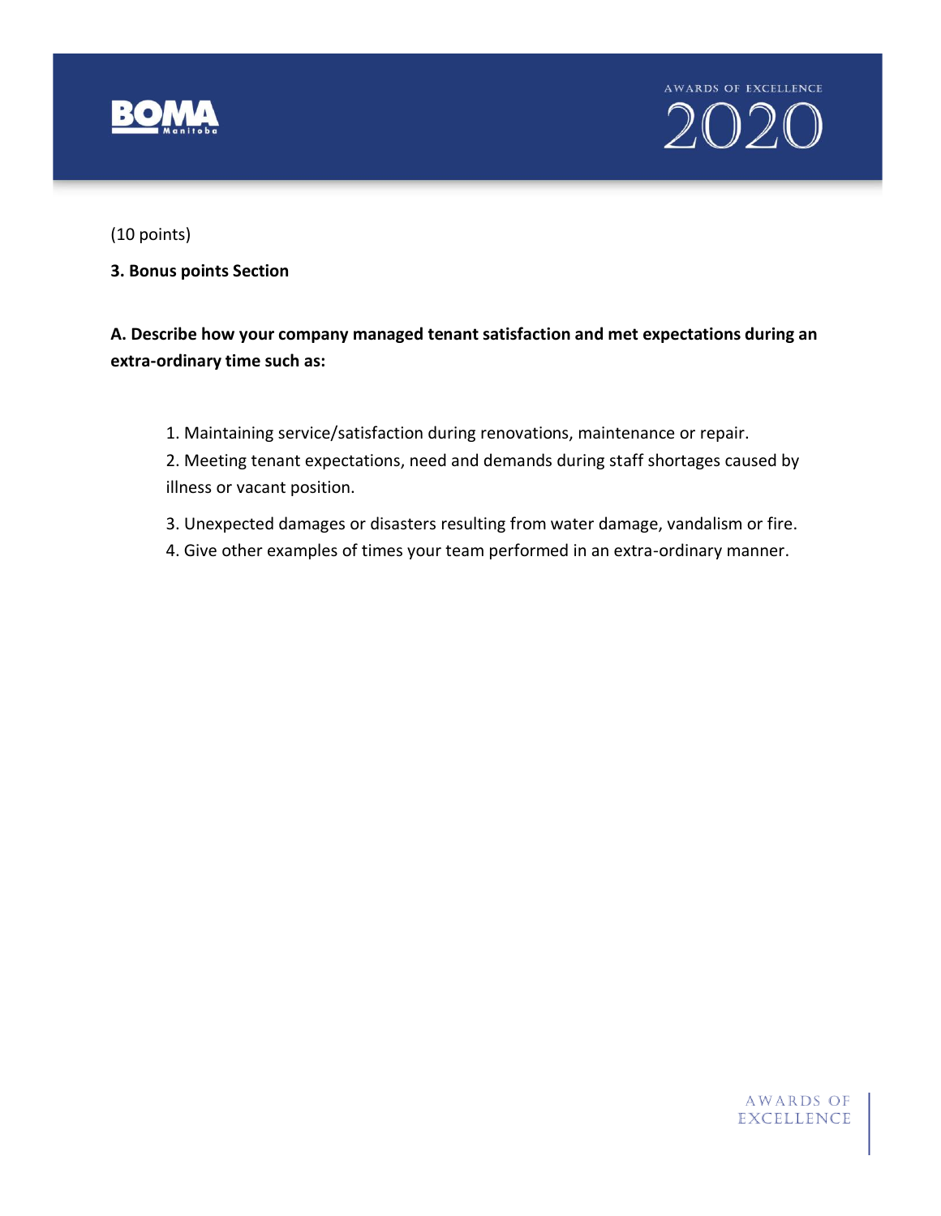(10 points)

**3. Bonus points Section**

**A. Describe how your company managed tenant satisfaction and met expectations during an extra-ordinary time such as:**

1. Maintaining service/satisfaction during renovations, maintenance or repair.
2. Meeting tenant expectations, need and demands during staff shortages caused by illness or vacant position.
3. Unexpected damages or disasters resulting from water damage, vandalism or fire.
4. Give other examples of times your team performed in an extra-ordinary manner.